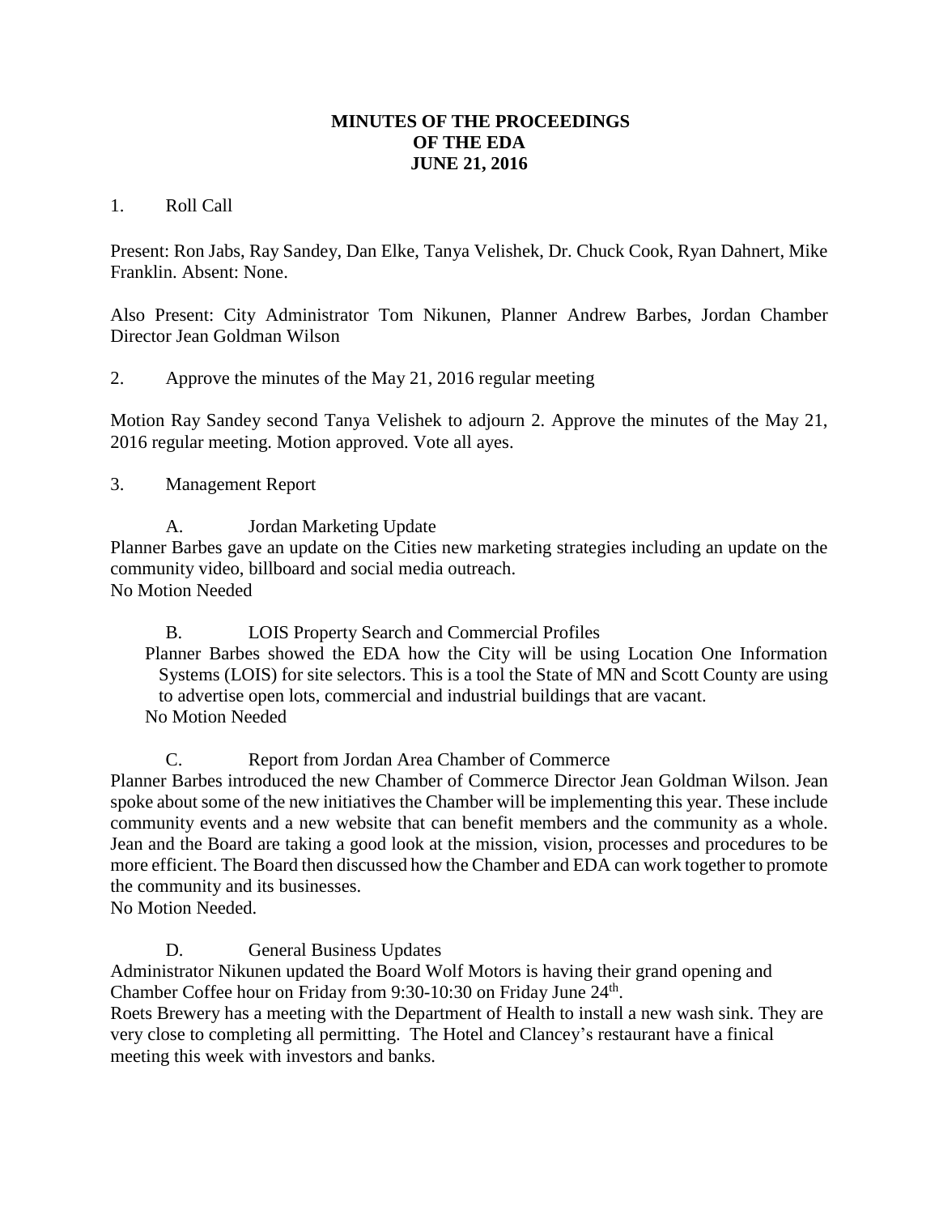# MINUTES OF THE PROCEEDINGS OF THE EDA JUNE 21, 2016

1. Roll Call

Present: Ron Jabs, Ray Sandey, Dan Elke, Tanya Velishek, Dr. Chuck Cook, Ryan Dahnert, Mike Franklin. Absent: None.

Also Present: City Administrator Tom Nikunen, Planner Andrew Barbes, Jordan Chamber Director Jean Goldman Wilson

2. Approve the minutes of the May 21, 2016 regular meeting

Motion Ray Sandey second Tanya Velishek to adjourn 2. Approve the minutes of the May 21, 2016 regular meeting. Motion approved. Vote all ayes.

3. Management Report

A. Jordan Marketing Update

Planner Barbes gave an update on the Cities new marketing strategies including an update on the community video, billboard and social media outreach.
No Motion Needed

B. LOIS Property Search and Commercial Profiles

Planner Barbes showed the EDA how the City will be using Location One Information Systems (LOIS) for site selectors. This is a tool the State of MN and Scott County are using to advertise open lots, commercial and industrial buildings that are vacant.
No Motion Needed

C. Report from Jordan Area Chamber of Commerce

Planner Barbes introduced the new Chamber of Commerce Director Jean Goldman Wilson. Jean spoke about some of the new initiatives the Chamber will be implementing this year. These include community events and a new website that can benefit members and the community as a whole. Jean and the Board are taking a good look at the mission, vision, processes and procedures to be more efficient. The Board then discussed how the Chamber and EDA can work together to promote the community and its businesses.
No Motion Needed.

D. General Business Updates

Administrator Nikunen updated the Board Wolf Motors is having their grand opening and Chamber Coffee hour on Friday from 9:30-10:30 on Friday June 24th.
Roets Brewery has a meeting with the Department of Health to install a new wash sink. They are very close to completing all permitting. The Hotel and Clancey's restaurant have a finical meeting this week with investors and banks.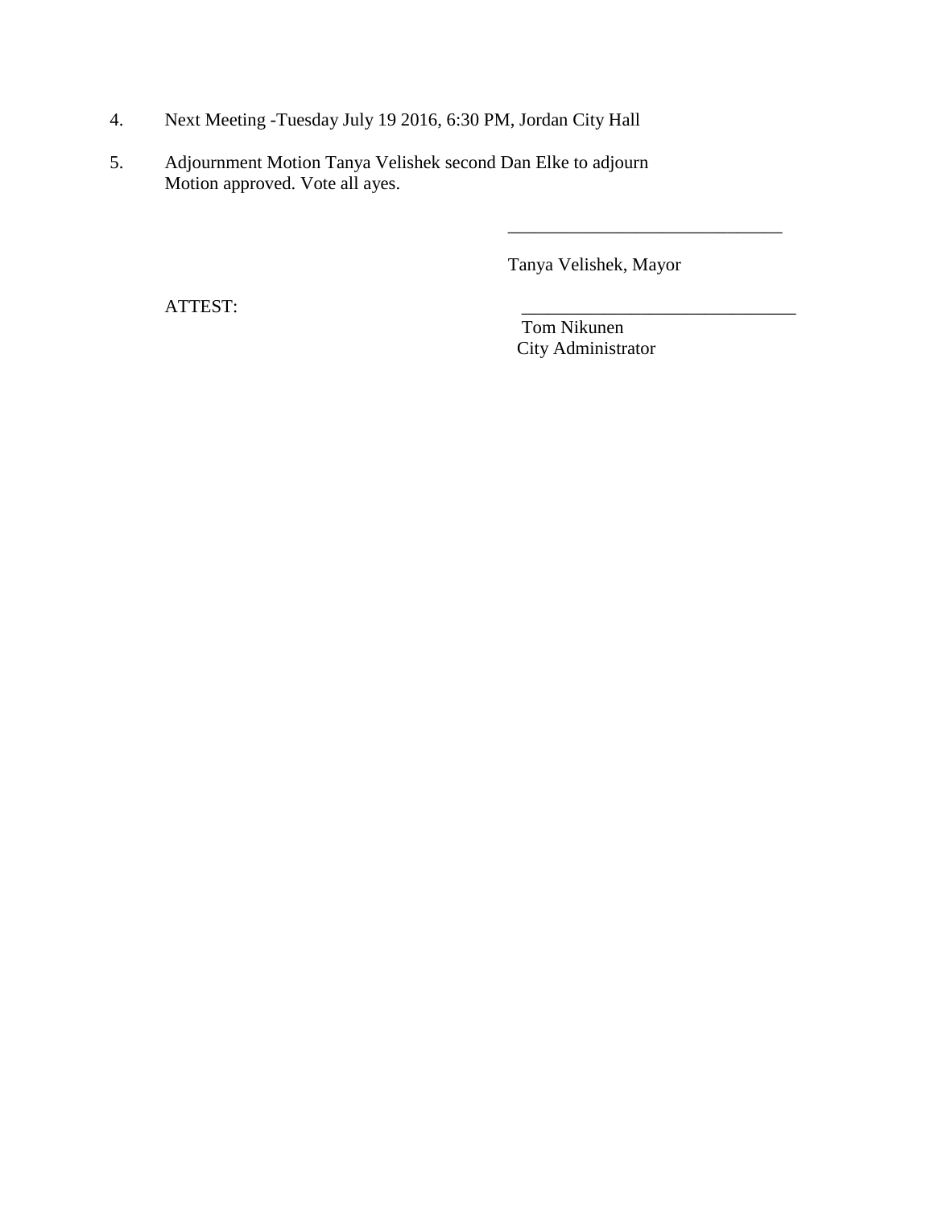4. Next Meeting -Tuesday July 19 2016, 6:30 PM, Jordan City Hall

5. Adjournment Motion Tanya Velishek second Dan Elke to adjourn
   Motion approved. Vote all ayes.

\_\_\_\_\_\_\_\_\_\_\_\_\_\_\_\_\_\_\_\_\_\_\_\_\_\_\_\_\_\_\_

Tanya Velishek, Mayor

ATTEST:

\_\_\_\_\_\_\_\_\_\_\_\_\_\_\_\_\_\_\_\_\_\_\_\_\_\_\_\_\_\_\_

Tom Nikunen
City Administrator